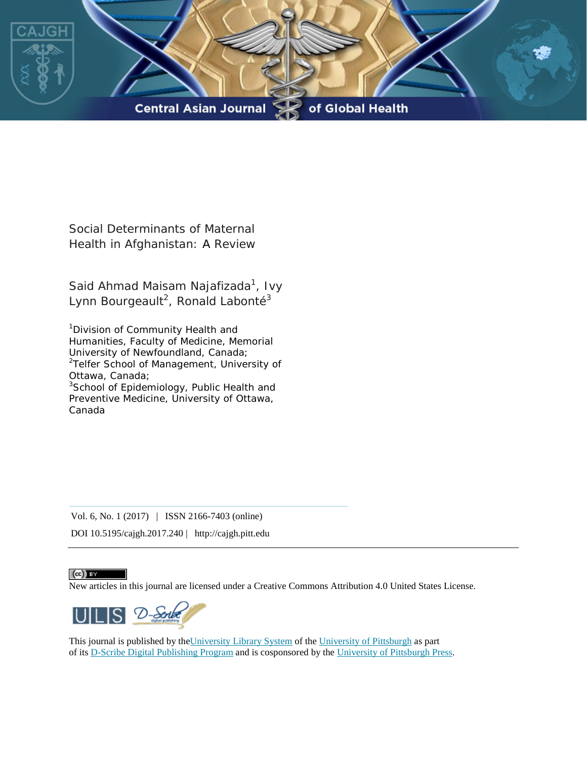# Social Determinants of Maternal Health in Afghanistan: A Review

Said Ahmad Maisam Najafizada[1], Ivy Lynn Bourgeault[2], Ronald Labonté[3]

[1]Division of Community Health and Humanities, Faculty of Medicine, Memorial University of Newfoundland, Canada;
[2]Telfer School of Management, University of Ottawa, Canada;
[3]School of Epidemiology, Public Health and Preventive Medicine, University of Ottawa, Canada

Vol. 6, No. 1 (2017) | ISSN 2166-7403 (online)

DOI 10.5195/cajgh.2017.240 | http://cajgh.pitt.edu

New articles in this journal are licensed under a Creative Commons Attribution 4.0 United States License.

This journal is published by the University Library System of the University of Pittsburgh as part of its D-Scribe Digital Publishing Program and is cosponsored by the University of Pittsburgh Press.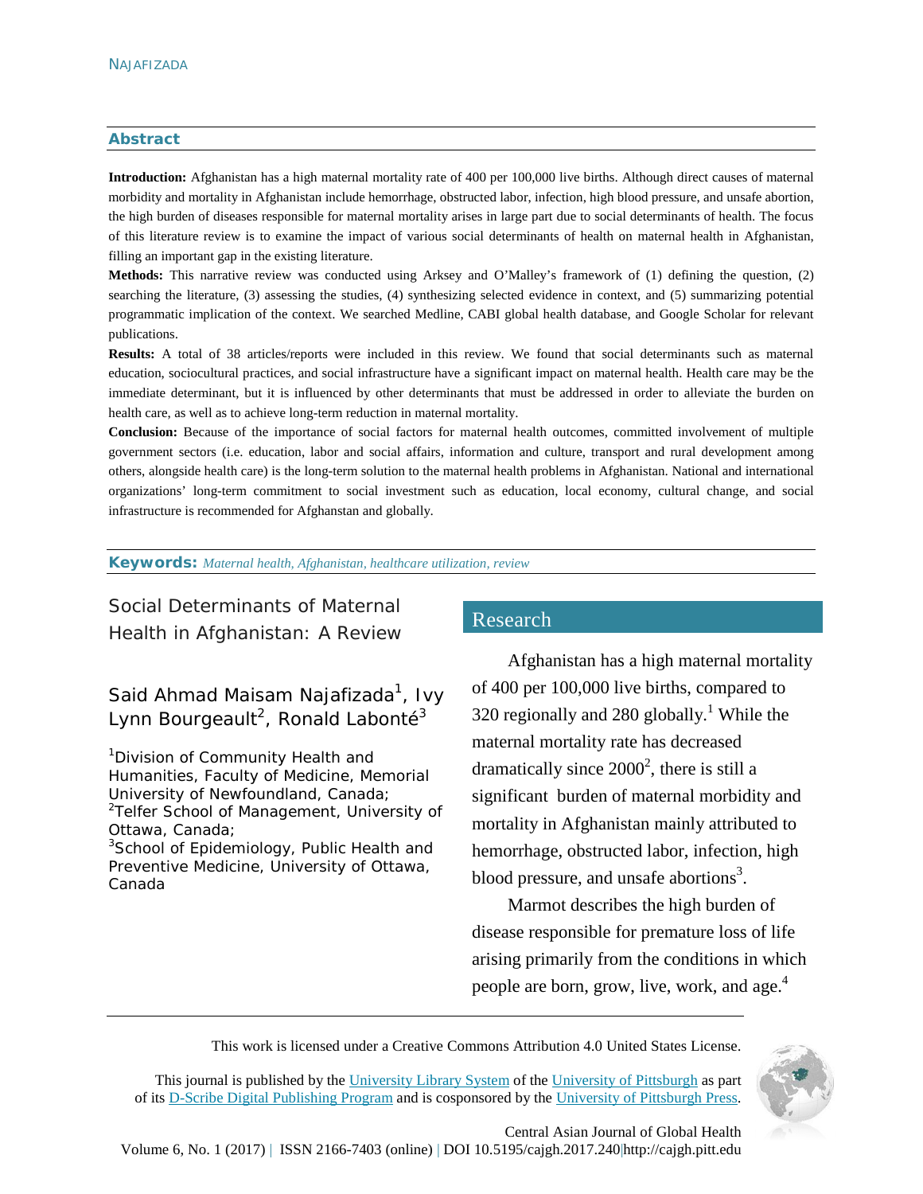## Abstract

**Introduction:** Afghanistan has a high maternal mortality rate of 400 per 100,000 live births. Although direct causes of maternal morbidity and mortality in Afghanistan include hemorrhage, obstructed labor, infection, high blood pressure, and unsafe abortion, the high burden of diseases responsible for maternal mortality arises in large part due to social determinants of health. The focus of this literature review is to examine the impact of various social determinants of health on maternal health in Afghanistan, filling an important gap in the existing literature.

**Methods:** This narrative review was conducted using Arksey and O'Malley's framework of (1) defining the question, (2) searching the literature, (3) assessing the studies, (4) synthesizing selected evidence in context, and (5) summarizing potential programmatic implication of the context. We searched Medline, CABI global health database, and Google Scholar for relevant publications.

**Results:** A total of 38 articles/reports were included in this review. We found that social determinants such as maternal education, sociocultural practices, and social infrastructure have a significant impact on maternal health. Health care may be the immediate determinant, but it is influenced by other determinants that must be addressed in order to alleviate the burden on health care, as well as to achieve long-term reduction in maternal mortality.

**Conclusion:** Because of the importance of social factors for maternal health outcomes, committed involvement of multiple government sectors (i.e. education, labor and social affairs, information and culture, transport and rural development among others, alongside health care) is the long-term solution to the maternal health problems in Afghanistan. National and international organizations' long-term commitment to social investment such as education, local economy, cultural change, and social infrastructure is recommended for Afghanstan and globally.

**Keywords:** *Maternal health, Afghanistan, healthcare utilization, review*

# Social Determinants of Maternal Health in Afghanistan: A Review

Said Ahmad Maisam Najafizada[1], Ivy Lynn Bourgeault[2], Ronald Labonté[3]

[1]Division of Community Health and Humanities, Faculty of Medicine, Memorial University of Newfoundland, Canada;
[2]Telfer School of Management, University of Ottawa, Canada;
[3]School of Epidemiology, Public Health and Preventive Medicine, University of Ottawa, Canada

## Research

Afghanistan has a high maternal mortality of 400 per 100,000 live births, compared to 320 regionally and 280 globally.[1] While the maternal mortality rate has decreased dramatically since 2000[2], there is still a significant burden of maternal morbidity and mortality in Afghanistan mainly attributed to hemorrhage, obstructed labor, infection, high blood pressure, and unsafe abortions[3].

Marmot describes the high burden of disease responsible for premature loss of life arising primarily from the conditions in which people are born, grow, live, work, and age.[4]

This work is licensed under a Creative Commons Attribution 4.0 United States License.

This journal is published by the University Library System of the University of Pittsburgh as part of its D-Scribe Digital Publishing Program and is cosponsored by the University of Pittsburgh Press.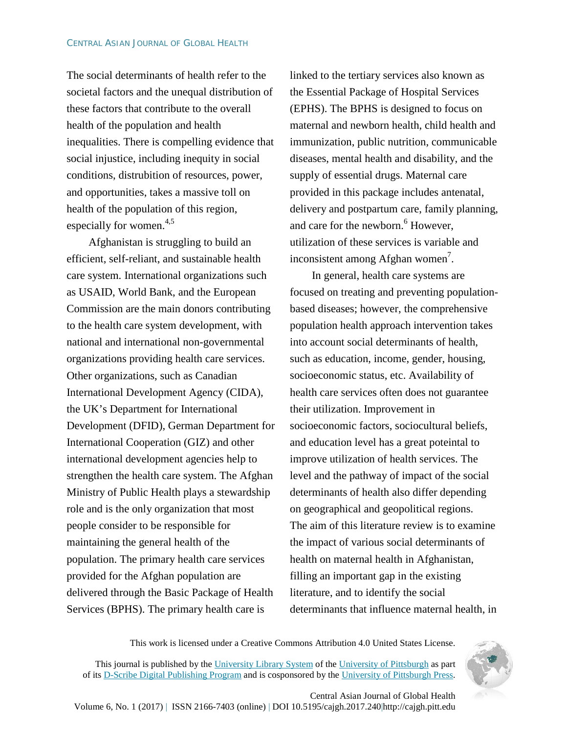The social determinants of health refer to the societal factors and the unequal distribution of these factors that contribute to the overall health of the population and health inequalities. There is compelling evidence that social injustice, including inequity in social conditions, distrubition of resources, power, and opportunities, takes a massive toll on health of the population of this region, especially for women.[4,5]

Afghanistan is struggling to build an efficient, self-reliant, and sustainable health care system. International organizations such as USAID, World Bank, and the European Commission are the main donors contributing to the health care system development, with national and international non-governmental organizations providing health care services. Other organizations, such as Canadian International Development Agency (CIDA), the UK's Department for International Development (DFID), German Department for International Cooperation (GIZ) and other international development agencies help to strengthen the health care system. The Afghan Ministry of Public Health plays a stewardship role and is the only organization that most people consider to be responsible for maintaining the general health of the population. The primary health care services provided for the Afghan population are delivered through the Basic Package of Health Services (BPHS). The primary health care is linked to the tertiary services also known as the Essential Package of Hospital Services (EPHS). The BPHS is designed to focus on maternal and newborn health, child health and immunization, public nutrition, communicable diseases, mental health and disability, and the supply of essential drugs. Maternal care provided in this package includes antenatal, delivery and postpartum care, family planning, and care for the newborn.[6] However, utilization of these services is variable and inconsistent among Afghan women[7].

In general, health care systems are focused on treating and preventing population-based diseases; however, the comprehensive population health approach intervention takes into account social determinants of health, such as education, income, gender, housing, socioeconomic status, etc. Availability of health care services often does not guarantee their utilization. Improvement in socioeconomic factors, sociocultural beliefs, and education level has a great poteintal to improve utilization of health services. The level and the pathway of impact of the social determinants of health also differ depending on geographical and geopolitical regions. The aim of this literature review is to examine the impact of various social determinants of health on maternal health in Afghanistan, filling an important gap in the existing literature, and to identify the social determinants that influence maternal health, in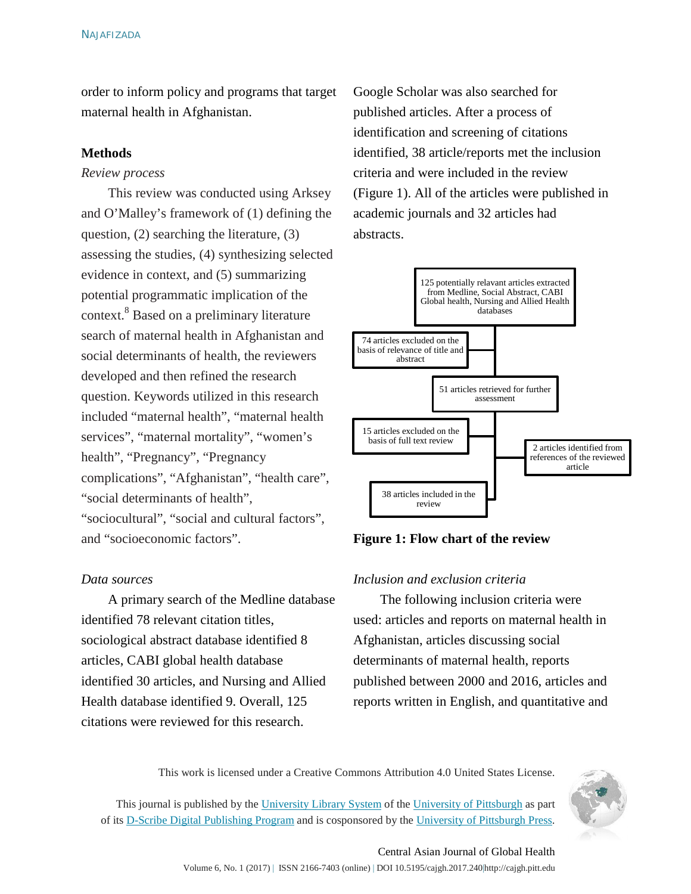order to inform policy and programs that target maternal health in Afghanistan.

## Methods

*Review process*

This review was conducted using Arksey and O'Malley's framework of (1) defining the question, (2) searching the literature, (3) assessing the studies, (4) synthesizing selected evidence in context, and (5) summarizing potential programmatic implication of the context.[8] Based on a preliminary literature search of maternal health in Afghanistan and social determinants of health, the reviewers developed and then refined the research question. Keywords utilized in this research included "maternal health", "maternal health services", "maternal mortality", "women's health", "Pregnancy", "Pregnancy complications", "Afghanistan", "health care", "social determinants of health", "sociocultural", "social and cultural factors", and "socioeconomic factors".

*Data sources*

A primary search of the Medline database identified 78 relevant citation titles, sociological abstract database identified 8 articles, CABI global health database identified 30 articles, and Nursing and Allied Health database identified 9. Overall, 125 citations were reviewed for this research. Google Scholar was also searched for published articles. After a process of identification and screening of citations identified, 38 article/reports met the inclusion criteria and were included in the review (Figure 1). All of the articles were published in academic journals and 32 articles had abstracts.

125 potentially relavant articles extracted from Medline, Social Abstract, CABI Global health, Nursing and Allied Health databases

74 articles excluded on the basis of relevance of title and abstract

51 articles retrieved for further assessment

15 articles excluded on the basis of full text review

2 articles identified from references of the reviewed article

38 articles included in the review

**Figure 1: Flow chart of the review**

*Inclusion and exclusion criteria*

The following inclusion criteria were used: articles and reports on maternal health in Afghanistan, articles discussing social determinants of maternal health, reports published between 2000 and 2016, articles and reports written in English, and quantitative and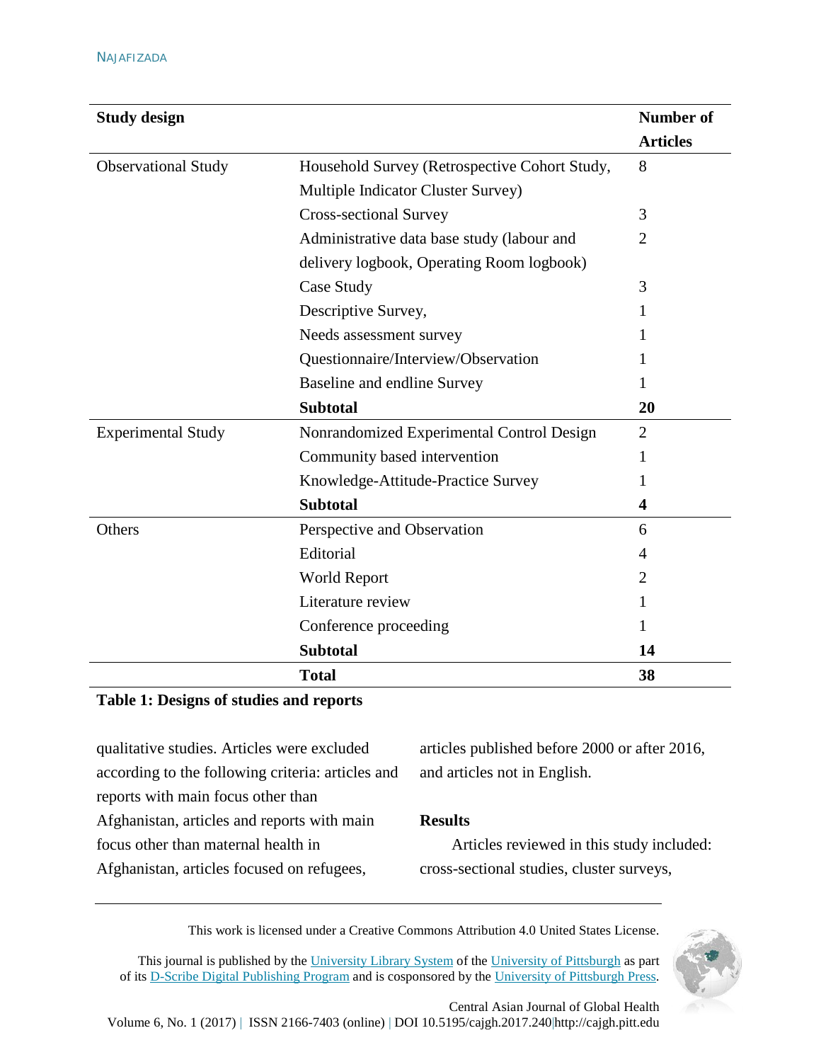| Study design | | Number of Articles |
|---|---|---|
| Observational Study | Household Survey (Retrospective Cohort Study, Multiple Indicator Cluster Survey) | 8 |
| | Cross-sectional Survey | 3 |
| | Administrative data base study (labour and delivery logbook, Operating Room logbook) | 2 |
| | Case Study | 3 |
| | Descriptive Survey, | 1 |
| | Needs assessment survey | 1 |
| | Questionnaire/Interview/Observation | 1 |
| | Baseline and endline Survey | 1 |
| | **Subtotal** | **20** |
| Experimental Study | Nonrandomized Experimental Control Design | 2 |
| | Community based intervention | 1 |
| | Knowledge-Attitude-Practice Survey | 1 |
| | **Subtotal** | **4** |
| Others | Perspective and Observation | 6 |
| | Editorial | 4 |
| | World Report | 2 |
| | Literature review | 1 |
| | Conference proceeding | 1 |
| | **Subtotal** | **14** |
| | **Total** | **38** |

**Table 1: Designs of studies and reports**

qualitative studies. Articles were excluded according to the following criteria: articles and reports with main focus other than Afghanistan, articles and reports with main focus other than maternal health in Afghanistan, articles focused on refugees, articles published before 2000 or after 2016, and articles not in English.

## Results

Articles reviewed in this study included: cross-sectional studies, cluster surveys,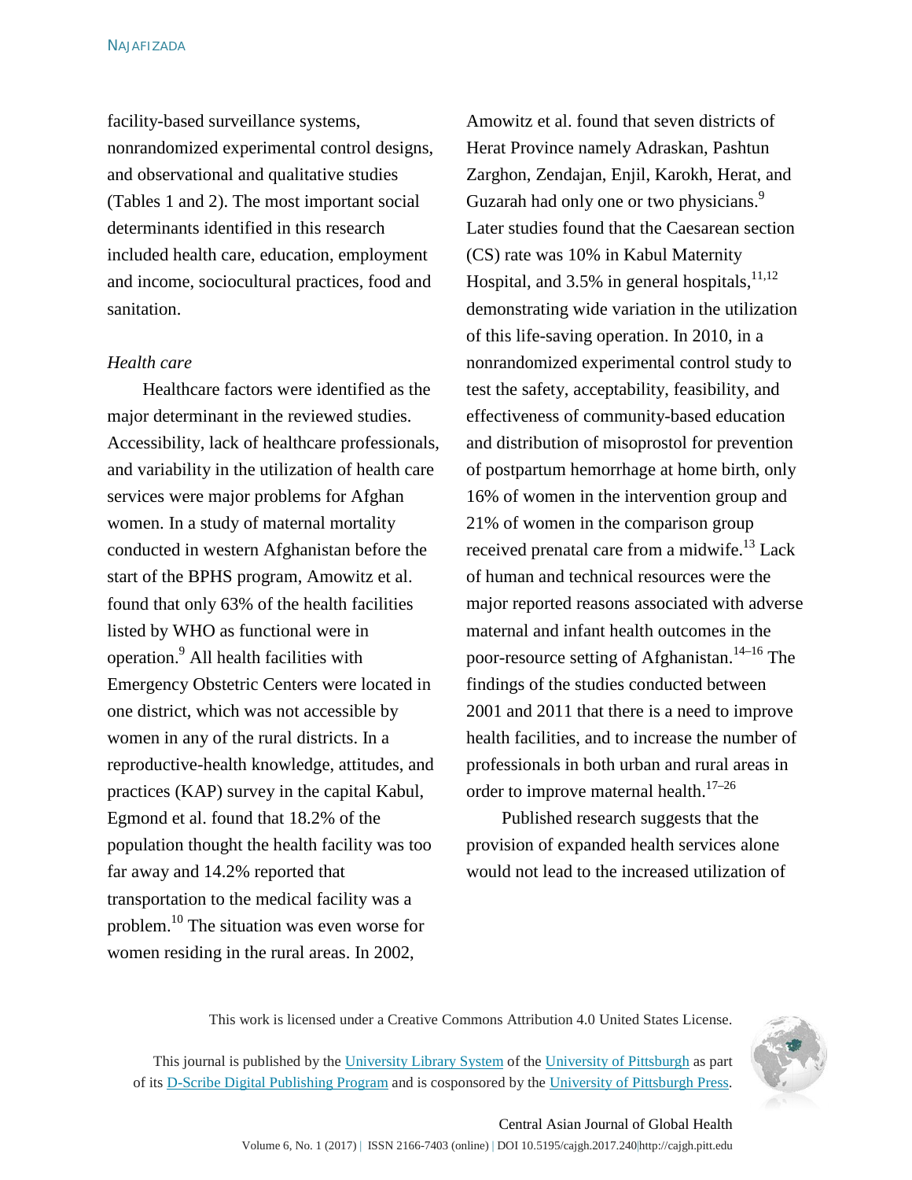facility-based surveillance systems, nonrandomized experimental control designs, and observational and qualitative studies (Tables 1 and 2). The most important social determinants identified in this research included health care, education, employment and income, sociocultural practices, food and sanitation.

*Health care*

Healthcare factors were identified as the major determinant in the reviewed studies. Accessibility, lack of healthcare professionals, and variability in the utilization of health care services were major problems for Afghan women. In a study of maternal mortality conducted in western Afghanistan before the start of the BPHS program, Amowitz et al. found that only 63% of the health facilities listed by WHO as functional were in operation.[9] All health facilities with Emergency Obstetric Centers were located in one district, which was not accessible by women in any of the rural districts. In a reproductive-health knowledge, attitudes, and practices (KAP) survey in the capital Kabul, Egmond et al. found that 18.2% of the population thought the health facility was too far away and 14.2% reported that transportation to the medical facility was a problem.[10] The situation was even worse for women residing in the rural areas. In 2002, Amowitz et al. found that seven districts of Herat Province namely Adraskan, Pashtun Zarghon, Zendajan, Enjil, Karokh, Herat, and Guzarah had only one or two physicians.[9] Later studies found that the Caesarean section (CS) rate was 10% in Kabul Maternity Hospital, and 3.5% in general hospitals,[11,12] demonstrating wide variation in the utilization of this life-saving operation. In 2010, in a nonrandomized experimental control study to test the safety, acceptability, feasibility, and effectiveness of community-based education and distribution of misoprostol for prevention of postpartum hemorrhage at home birth, only 16% of women in the intervention group and 21% of women in the comparison group received prenatal care from a midwife.[13] Lack of human and technical resources were the major reported reasons associated with adverse maternal and infant health outcomes in the poor-resource setting of Afghanistan.[14–16] The findings of the studies conducted between 2001 and 2011 that there is a need to improve health facilities, and to increase the number of professionals in both urban and rural areas in order to improve maternal health.[17–26]

Published research suggests that the provision of expanded health services alone would not lead to the increased utilization of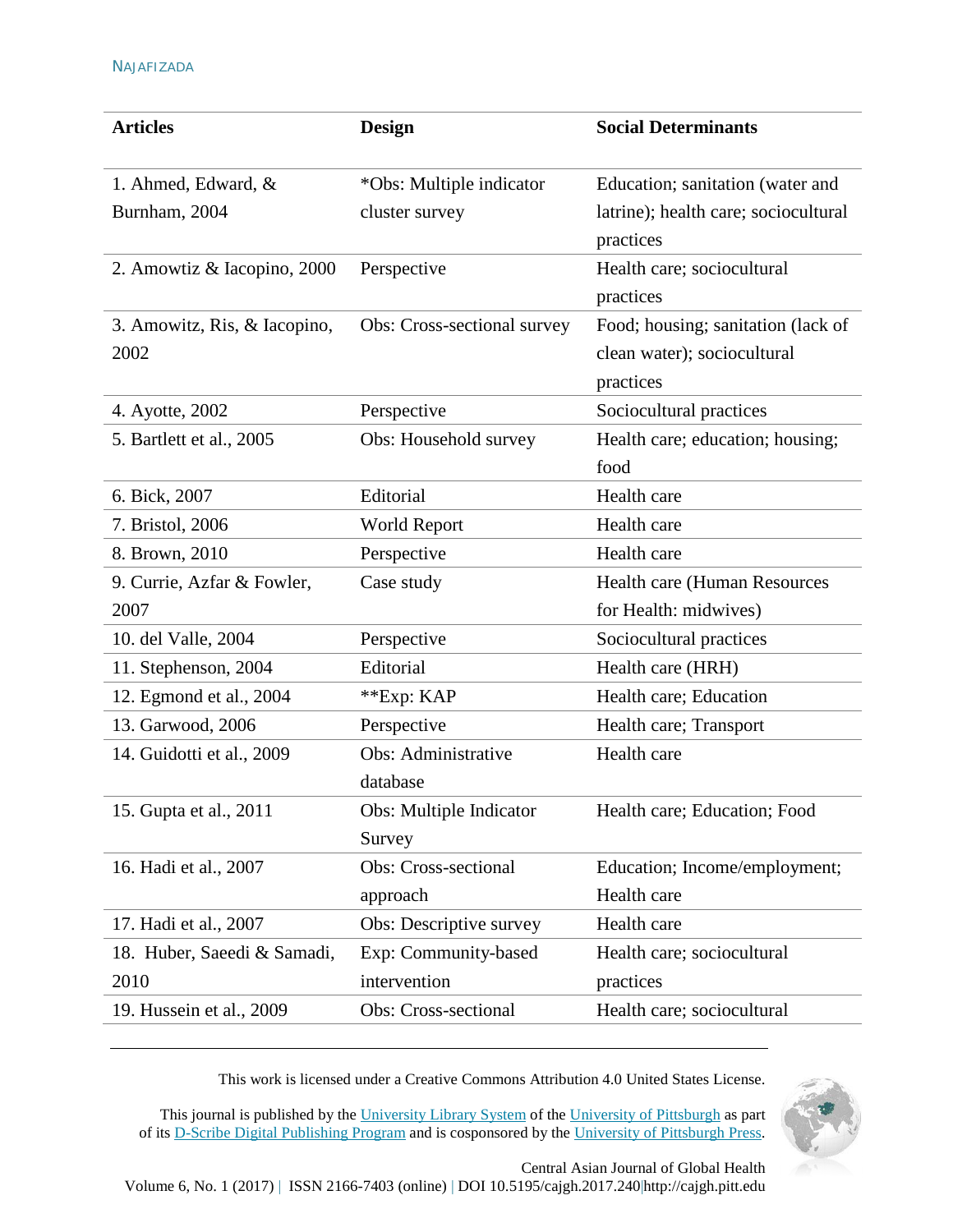| Articles | Design | Social Determinants |
|---|---|---|
| 1. Ahmed, Edward, & Burnham, 2004 | *Obs: Multiple indicator cluster survey | Education; sanitation (water and latrine); health care; sociocultural practices |
| 2. Amowtiz & Iacopino, 2000 | Perspective | Health care; sociocultural practices |
| 3. Amowitz, Ris, & Iacopino, 2002 | Obs: Cross-sectional survey | Food; housing; sanitation (lack of clean water); sociocultural practices |
| 4. Ayotte, 2002 | Perspective | Sociocultural practices |
| 5. Bartlett et al., 2005 | Obs: Household survey | Health care; education; housing; food |
| 6. Bick, 2007 | Editorial | Health care |
| 7. Bristol, 2006 | World Report | Health care |
| 8. Brown, 2010 | Perspective | Health care |
| 9. Currie, Azfar & Fowler, 2007 | Case study | Health care (Human Resources for Health: midwives) |
| 10. del Valle, 2004 | Perspective | Sociocultural practices |
| 11. Stephenson, 2004 | Editorial | Health care (HRH) |
| 12. Egmond et al., 2004 | **Exp: KAP | Health care; Education |
| 13. Garwood, 2006 | Perspective | Health care; Transport |
| 14. Guidotti et al., 2009 | Obs: Administrative database | Health care |
| 15. Gupta et al., 2011 | Obs: Multiple Indicator Survey | Health care; Education; Food |
| 16. Hadi et al., 2007 | Obs: Cross-sectional approach | Education; Income/employment; Health care |
| 17. Hadi et al., 2007 | Obs: Descriptive survey | Health care |
| 18. Huber, Saeedi & Samadi, 2010 | Exp: Community-based intervention | Health care; sociocultural practices |
| 19. Hussein et al., 2009 | Obs: Cross-sectional | Health care; sociocultural |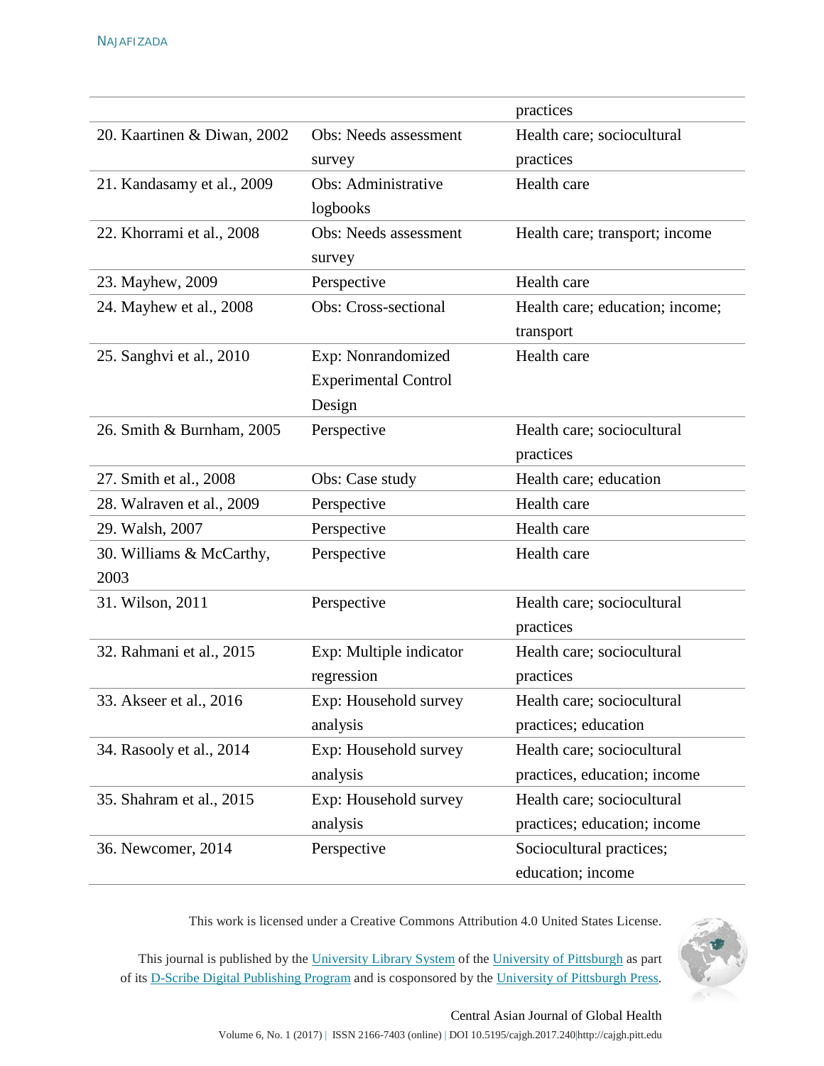| | | |
|---|---|---|
| | | practices |
| 20. Kaartinen & Diwan, 2002 | Obs: Needs assessment survey | Health care; sociocultural practices |
| 21. Kandasamy et al., 2009 | Obs: Administrative logbooks | Health care |
| 22. Khorrami et al., 2008 | Obs: Needs assessment survey | Health care; transport; income |
| 23. Mayhew, 2009 | Perspective | Health care |
| 24. Mayhew et al., 2008 | Obs: Cross-sectional | Health care; education; income; transport |
| 25. Sanghvi et al., 2010 | Exp: Nonrandomized Experimental Control Design | Health care |
| 26. Smith & Burnham, 2005 | Perspective | Health care; sociocultural practices |
| 27. Smith et al., 2008 | Obs: Case study | Health care; education |
| 28. Walraven et al., 2009 | Perspective | Health care |
| 29. Walsh, 2007 | Perspective | Health care |
| 30. Williams & McCarthy, 2003 | Perspective | Health care |
| 31. Wilson, 2011 | Perspective | Health care; sociocultural practices |
| 32. Rahmani et al., 2015 | Exp: Multiple indicator regression | Health care; sociocultural practices |
| 33. Akseer et al., 2016 | Exp: Household survey analysis | Health care; sociocultural practices; education |
| 34. Rasooly et al., 2014 | Exp: Household survey analysis | Health care; sociocultural practices, education; income |
| 35. Shahram et al., 2015 | Exp: Household survey analysis | Health care; sociocultural practices; education; income |
| 36. Newcomer, 2014 | Perspective | Sociocultural practices; education; income |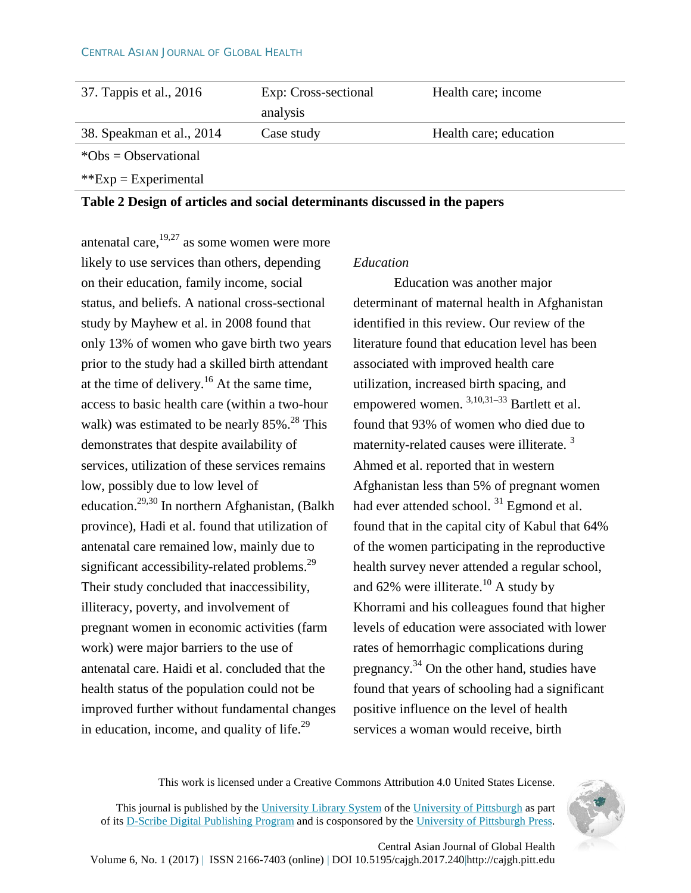| | | |
|---|---|---|
| 37. Tappis et al., 2016 | Exp: Cross-sectional analysis | Health care; income |
| 38. Speakman et al., 2014 | Case study | Health care; education |

*Obs = Observational

**Exp = Experimental

**Table 2 Design of articles and social determinants discussed in the papers**

antenatal care,[19,27] as some women were more likely to use services than others, depending on their education, family income, social status, and beliefs. A national cross-sectional study by Mayhew et al. in 2008 found that only 13% of women who gave birth two years prior to the study had a skilled birth attendant at the time of delivery.[16] At the same time, access to basic health care (within a two-hour walk) was estimated to be nearly 85%.[28] This demonstrates that despite availability of services, utilization of these services remains low, possibly due to low level of education.[29,30] In northern Afghanistan, (Balkh province), Hadi et al. found that utilization of antenatal care remained low, mainly due to significant accessibility-related problems.[29] Their study concluded that inaccessibility, illiteracy, poverty, and involvement of pregnant women in economic activities (farm work) were major barriers to the use of antenatal care. Haidi et al. concluded that the health status of the population could not be improved further without fundamental changes in education, income, and quality of life.[29]

*Education*

Education was another major determinant of maternal health in Afghanistan identified in this review. Our review of the literature found that education level has been associated with improved health care utilization, increased birth spacing, and empowered women. [3,10,31–33] Bartlett et al. found that 93% of women who died due to maternity-related causes were illiterate. [3] Ahmed et al. reported that in western Afghanistan less than 5% of pregnant women had ever attended school. [31] Egmond et al. found that in the capital city of Kabul that 64% of the women participating in the reproductive health survey never attended a regular school, and 62% were illiterate.[10] A study by Khorrami and his colleagues found that higher levels of education were associated with lower rates of hemorrhagic complications during pregnancy.[34] On the other hand, studies have found that years of schooling had a significant positive influence on the level of health services a woman would receive, birth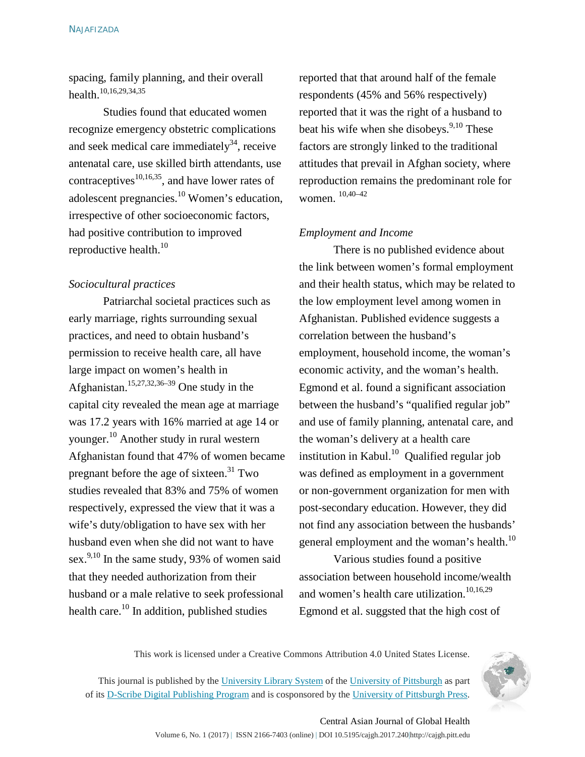spacing, family planning, and their overall health.[10,16,29,34,35]

Studies found that educated women recognize emergency obstetric complications and seek medical care immediately[34], receive antenatal care, use skilled birth attendants, use contraceptives[10,16,35], and have lower rates of adolescent pregnancies.[10] Women's education, irrespective of other socioeconomic factors, had positive contribution to improved reproductive health.[10]

*Sociocultural practices*

Patriarchal societal practices such as early marriage, rights surrounding sexual practices, and need to obtain husband's permission to receive health care, all have large impact on women's health in Afghanistan.[15,27,32,36–39] One study in the capital city revealed the mean age at marriage was 17.2 years with 16% married at age 14 or younger.[10] Another study in rural western Afghanistan found that 47% of women became pregnant before the age of sixteen.[31] Two studies revealed that 83% and 75% of women respectively, expressed the view that it was a wife's duty/obligation to have sex with her husband even when she did not want to have sex.[9,10] In the same study, 93% of women said that they needed authorization from their husband or a male relative to seek professional health care.[10] In addition, published studies reported that that around half of the female respondents (45% and 56% respectively) reported that it was the right of a husband to beat his wife when she disobeys.[9,10] These factors are strongly linked to the traditional attitudes that prevail in Afghan society, where reproduction remains the predominant role for women. [10,40–42]

*Employment and Income*

There is no published evidence about the link between women's formal employment and their health status, which may be related to the low employment level among women in Afghanistan. Published evidence suggests a correlation between the husband's employment, household income, the woman's economic activity, and the woman's health. Egmond et al. found a significant association between the husband's "qualified regular job" and use of family planning, antenatal care, and the woman's delivery at a health care institution in Kabul.[10] Qualified regular job was defined as employment in a government or non-government organization for men with post-secondary education. However, they did not find any association between the husbands' general employment and the woman's health.[10]

Various studies found a positive association between household income/wealth and women's health care utilization.[10,16,29] Egmond et al. suggted that the high cost of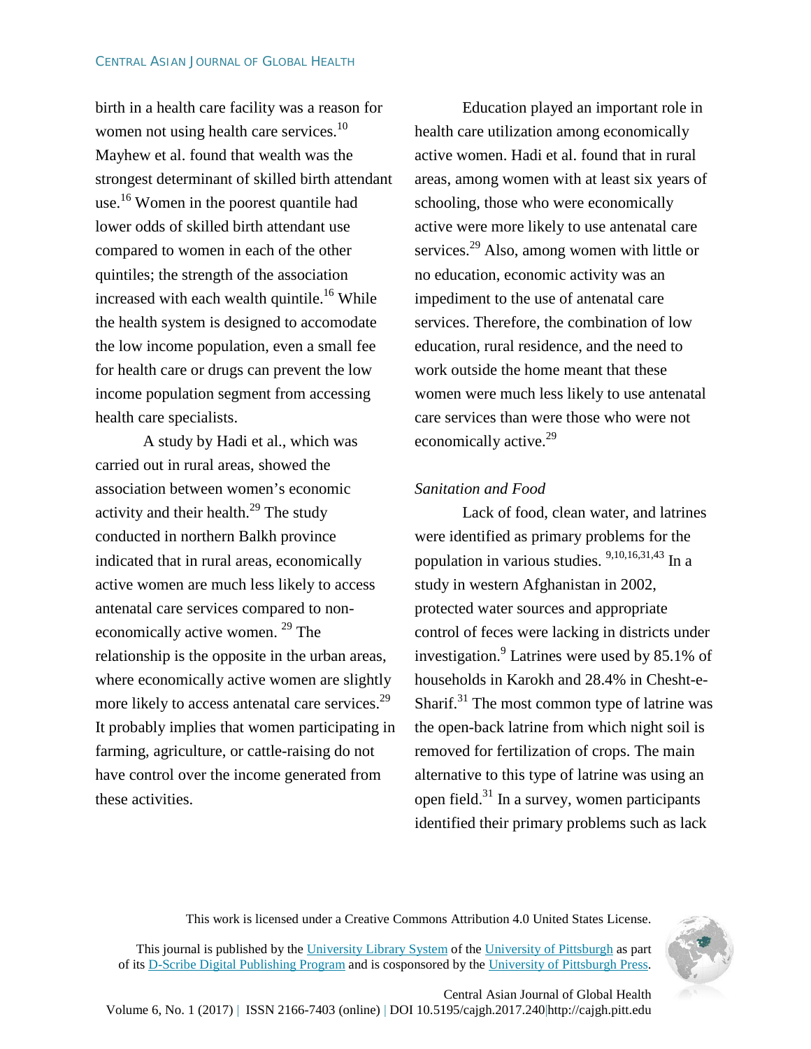birth in a health care facility was a reason for women not using health care services.[10] Mayhew et al. found that wealth was the strongest determinant of skilled birth attendant use.[16] Women in the poorest quantile had lower odds of skilled birth attendant use compared to women in each of the other quintiles; the strength of the association increased with each wealth quintile.[16] While the health system is designed to accomodate the low income population, even a small fee for health care or drugs can prevent the low income population segment from accessing health care specialists.

A study by Hadi et al., which was carried out in rural areas, showed the association between women's economic activity and their health.[29] The study conducted in northern Balkh province indicated that in rural areas, economically active women are much less likely to access antenatal care services compared to non-economically active women. [29] The relationship is the opposite in the urban areas, where economically active women are slightly more likely to access antenatal care services.[29] It probably implies that women participating in farming, agriculture, or cattle-raising do not have control over the income generated from these activities.

Education played an important role in health care utilization among economically active women. Hadi et al. found that in rural areas, among women with at least six years of schooling, those who were economically active were more likely to use antenatal care services.[29] Also, among women with little or no education, economic activity was an impediment to the use of antenatal care services. Therefore, the combination of low education, rural residence, and the need to work outside the home meant that these women were much less likely to use antenatal care services than were those who were not economically active.[29]

*Sanitation and Food*

Lack of food, clean water, and latrines were identified as primary problems for the population in various studies. [9,10,16,31,43] In a study in western Afghanistan in 2002, protected water sources and appropriate control of feces were lacking in districts under investigation.[9] Latrines were used by 85.1% of households in Karokh and 28.4% in Chesht-e-Sharif.[31] The most common type of latrine was the open-back latrine from which night soil is removed for fertilization of crops. The main alternative to this type of latrine was using an open field.[31] In a survey, women participants identified their primary problems such as lack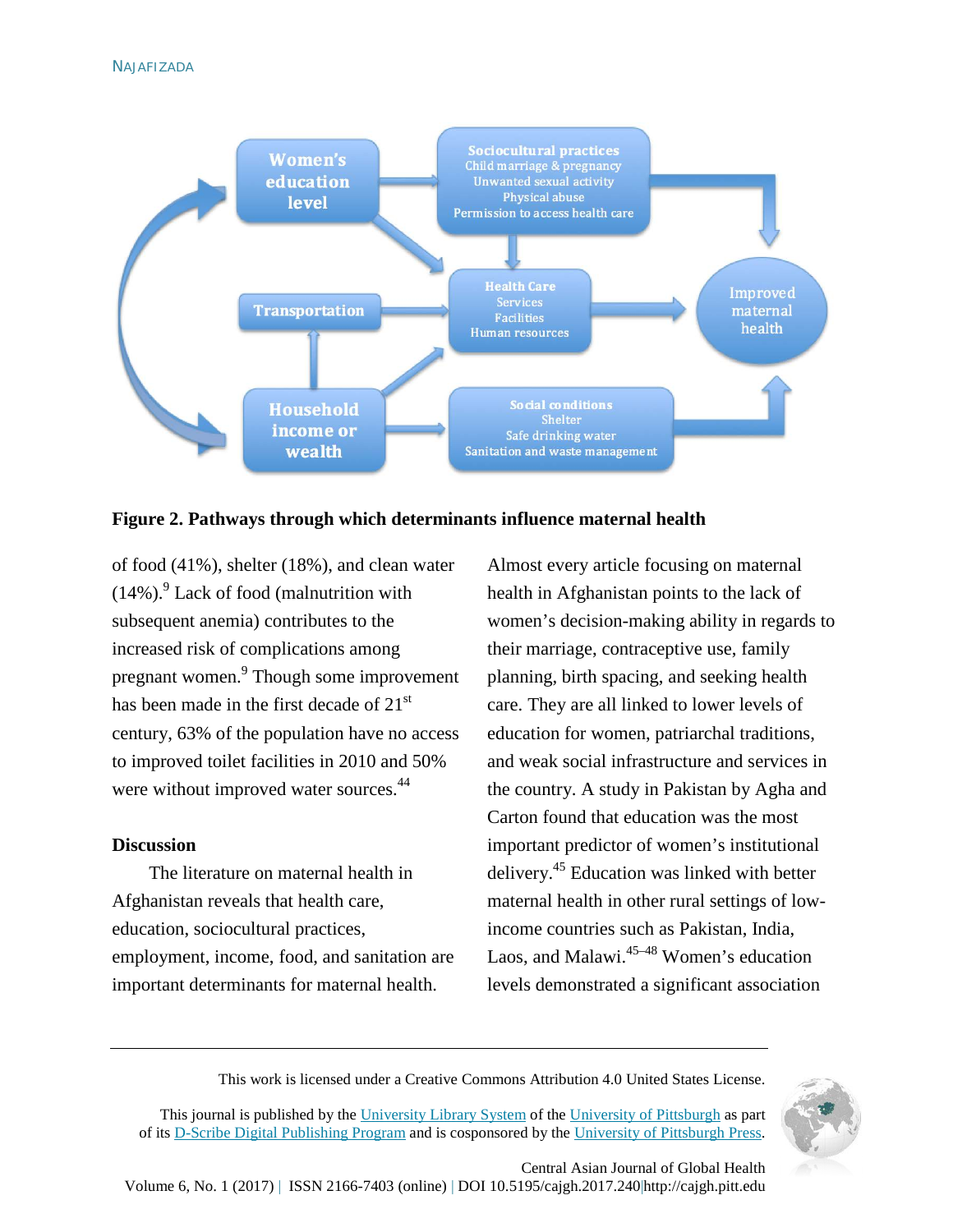**Figure 2. Pathways through which determinants influence maternal health**

of food (41%), shelter (18%), and clean water (14%).[9] Lack of food (malnutrition with subsequent anemia) contributes to the increased risk of complications among pregnant women.[9] Though some improvement has been made in the first decade of 21st century, 63% of the population have no access to improved toilet facilities in 2010 and 50% were without improved water sources.[44]

## Discussion

The literature on maternal health in Afghanistan reveals that health care, education, sociocultural practices, employment, income, food, and sanitation are important determinants for maternal health. Almost every article focusing on maternal health in Afghanistan points to the lack of women's decision-making ability in regards to their marriage, contraceptive use, family planning, birth spacing, and seeking health care. They are all linked to lower levels of education for women, patriarchal traditions, and weak social infrastructure and services in the country. A study in Pakistan by Agha and Carton found that education was the most important predictor of women's institutional delivery.[45] Education was linked with better maternal health in other rural settings of low-income countries such as Pakistan, India, Laos, and Malawi.[45–48] Women's education levels demonstrated a significant association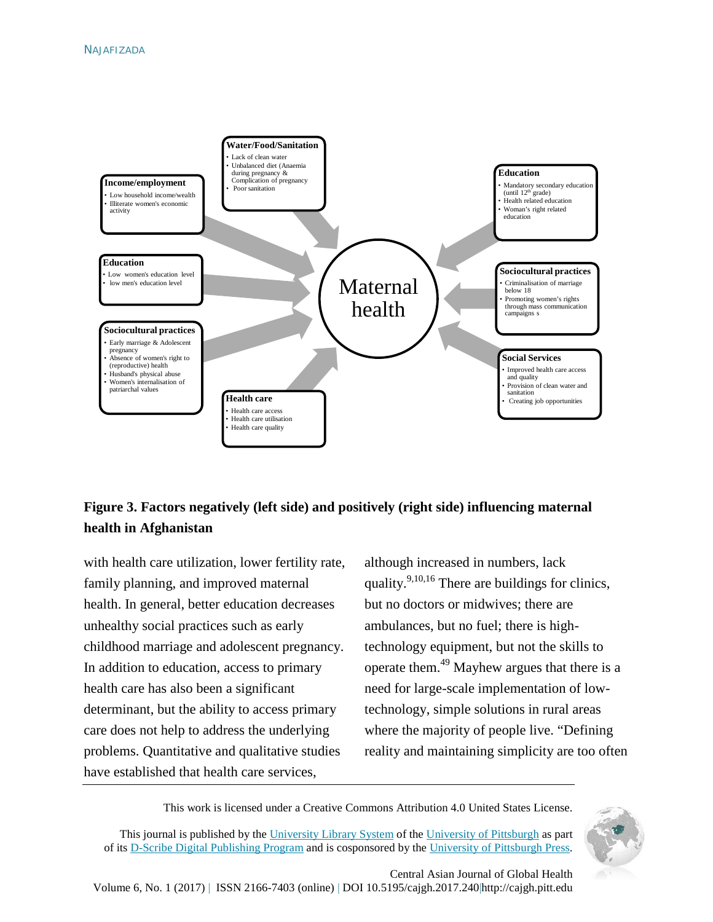**Income/employment**

- Low household income/wealth
- Illiterate women's economic activity

**Water/Food/Sanitation**

- Lack of clean water
- Unbalanced diet (Anaemia during pregnancy & Complication of pregnancy
- Poor sanitation

**Education**

- Low women's education level
- low men's education level

**Sociocultural practices**

- Early marriage & Adolescent pregnancy
- Absence of women's right to (reproductive) health
- Husband's physical abuse
- Women's internalisation of patriarchal values

**Health care**

- Health care access
- Health care utilisation
- Health care quality

Maternal health

**Education**

- Mandatory secondary education (until 12th grade)
- Health related education
- Woman's right related education

**Sociocultural practices**

- Criminalisation of marriage below 18
- Promoting women's rights through mass communication campaigns s

**Social Services**

- Improved health care access and quality
- Provision of clean water and sanitation
- Creating job opportunities

**Figure 3. Factors negatively (left side) and positively (right side) influencing maternal health in Afghanistan**

with health care utilization, lower fertility rate, family planning, and improved maternal health. In general, better education decreases unhealthy social practices such as early childhood marriage and adolescent pregnancy. In addition to education, access to primary health care has also been a significant determinant, but the ability to access primary care does not help to address the underlying problems. Quantitative and qualitative studies have established that health care services, although increased in numbers, lack quality.[9,10,16] There are buildings for clinics, but no doctors or midwives; there are ambulances, but no fuel; there is high-technology equipment, but not the skills to operate them.[49] Mayhew argues that there is a need for large-scale implementation of low-technology, simple solutions in rural areas where the majority of people live. "Defining reality and maintaining simplicity are too often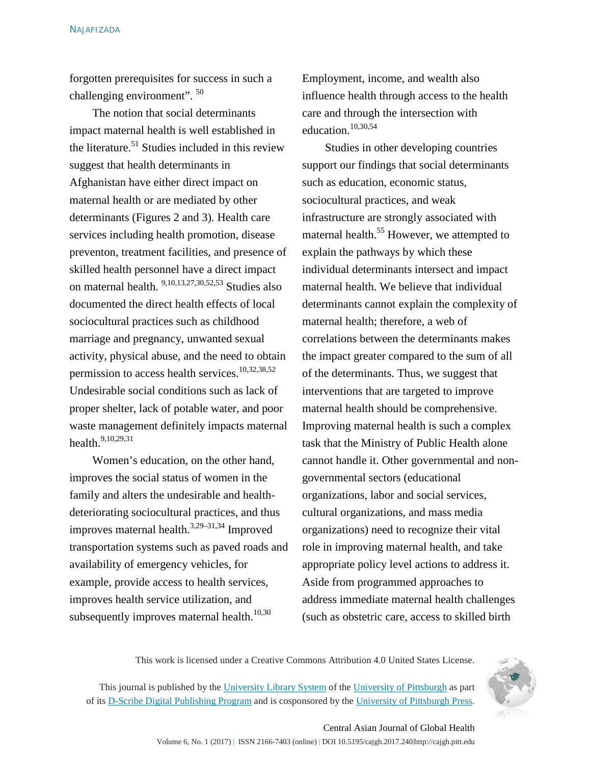forgotten prerequisites for success in such a challenging environment". [50]

The notion that social determinants impact maternal health is well established in the literature.[51] Studies included in this review suggest that health determinants in Afghanistan have either direct impact on maternal health or are mediated by other determinants (Figures 2 and 3). Health care services including health promotion, disease preventon, treatment facilities, and presence of skilled health personnel have a direct impact on maternal health. [9,10,13,27,30,52,53] Studies also documented the direct health effects of local sociocultural practices such as childhood marriage and pregnancy, unwanted sexual activity, physical abuse, and the need to obtain permission to access health services.[10,32,38,52] Undesirable social conditions such as lack of proper shelter, lack of potable water, and poor waste management definitely impacts maternal health.[9,10,29,31]

Women's education, on the other hand, improves the social status of women in the family and alters the undesirable and health-deteriorating sociocultural practices, and thus improves maternal health.[3,29–31,34] Improved transportation systems such as paved roads and availability of emergency vehicles, for example, provide access to health services, improves health service utilization, and subsequently improves maternal health.[10,30] Employment, income, and wealth also influence health through access to the health care and through the intersection with education.[10,30,54]

Studies in other developing countries support our findings that social determinants such as education, economic status, sociocultural practices, and weak infrastructure are strongly associated with maternal health.[55] However, we attempted to explain the pathways by which these individual determinants intersect and impact maternal health. We believe that individual determinants cannot explain the complexity of maternal health; therefore, a web of correlations between the determinants makes the impact greater compared to the sum of all of the determinants. Thus, we suggest that interventions that are targeted to improve maternal health should be comprehensive. Improving maternal health is such a complex task that the Ministry of Public Health alone cannot handle it. Other governmental and non-governmental sectors (educational organizations, labor and social services, cultural organizations, and mass media organizations) need to recognize their vital role in improving maternal health, and take appropriate policy level actions to address it. Aside from programmed approaches to address immediate maternal health challenges (such as obstetric care, access to skilled birth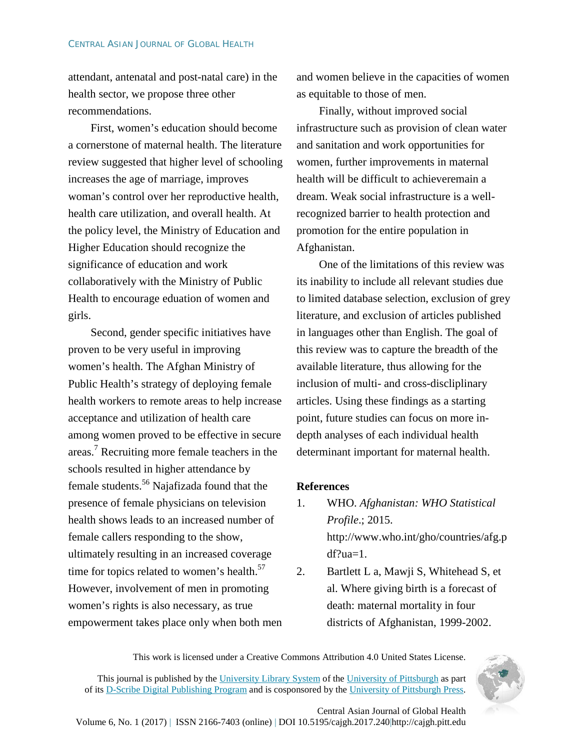attendant, antenatal and post-natal care) in the health sector, we propose three other recommendations.

First, women's education should become a cornerstone of maternal health. The literature review suggested that higher level of schooling increases the age of marriage, improves woman's control over her reproductive health, health care utilization, and overall health. At the policy level, the Ministry of Education and Higher Education should recognize the significance of education and work collaboratively with the Ministry of Public Health to encourage eduation of women and girls.

Second, gender specific initiatives have proven to be very useful in improving women's health. The Afghan Ministry of Public Health's strategy of deploying female health workers to remote areas to help increase acceptance and utilization of health care among women proved to be effective in secure areas.[7] Recruiting more female teachers in the schools resulted in higher attendance by female students.[56] Najafizada found that the presence of female physicians on television health shows leads to an increased number of female callers responding to the show, ultimately resulting in an increased coverage time for topics related to women's health.[57] However, involvement of men in promoting women's rights is also necessary, as true empowerment takes place only when both men and women believe in the capacities of women as equitable to those of men.

Finally, without improved social infrastructure such as provision of clean water and sanitation and work opportunities for women, further improvements in maternal health will be difficult to achieveremain a dream. Weak social infrastructure is a well-recognized barrier to health protection and promotion for the entire population in Afghanistan.

One of the limitations of this review was its inability to include all relevant studies due to limited database selection, exclusion of grey literature, and exclusion of articles published in languages other than English. The goal of this review was to capture the breadth of the available literature, thus allowing for the inclusion of multi- and cross-discliplinary articles. Using these findings as a starting point, future studies can focus on more in-depth analyses of each individual health determinant important for maternal health.

## References

1. WHO. *Afghanistan: WHO Statistical Profile*.; 2015. http://www.who.int/gho/countries/afg.pdf?ua=1.
2. Bartlett L a, Mawji S, Whitehead S, et al. Where giving birth is a forecast of death: maternal mortality in four districts of Afghanistan, 1999-2002.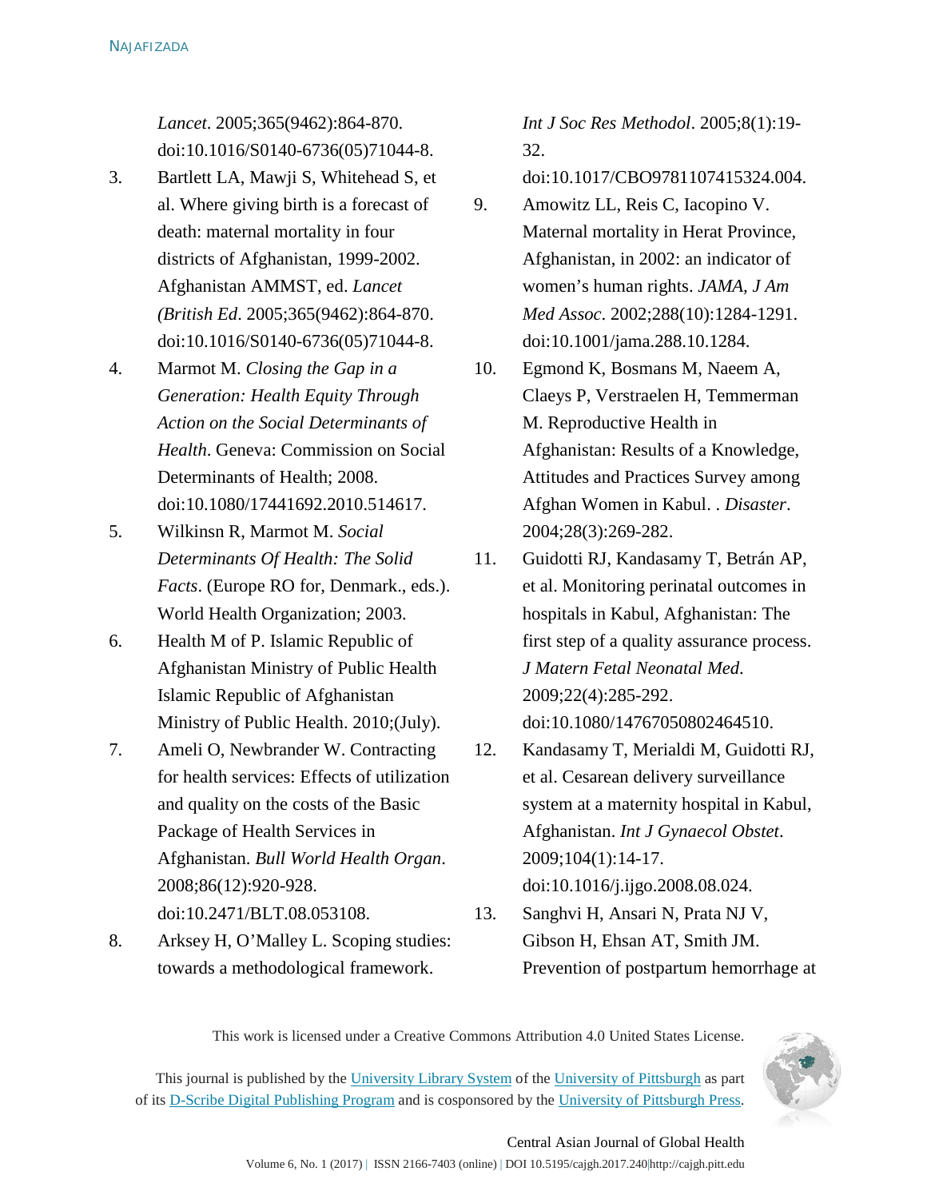*Lancet*. 2005;365(9462):864-870. doi:10.1016/S0140-6736(05)71044-8.

3. Bartlett LA, Mawji S, Whitehead S, et al. Where giving birth is a forecast of death: maternal mortality in four districts of Afghanistan, 1999-2002. Afghanistan AMMST, ed. *Lancet (British Ed*. 2005;365(9462):864-870. doi:10.1016/S0140-6736(05)71044-8.
4. Marmot M. *Closing the Gap in a Generation: Health Equity Through Action on the Social Determinants of Health*. Geneva: Commission on Social Determinants of Health; 2008. doi:10.1080/17441692.2010.514617.
5. Wilkinsn R, Marmot M. *Social Determinants Of Health: The Solid Facts*. (Europe RO for, Denmark., eds.). World Health Organization; 2003.
6. Health M of P. Islamic Republic of Afghanistan Ministry of Public Health Islamic Republic of Afghanistan Ministry of Public Health. 2010;(July).
7. Ameli O, Newbrander W. Contracting for health services: Effects of utilization and quality on the costs of the Basic Package of Health Services in Afghanistan. *Bull World Health Organ*. 2008;86(12):920-928. doi:10.2471/BLT.08.053108.
8. Arksey H, O'Malley L. Scoping studies: towards a methodological framework. *Int J Soc Res Methodol*. 2005;8(1):19-32. doi:10.1017/CBO9781107415324.004.
9. Amowitz LL, Reis C, Iacopino V. Maternal mortality in Herat Province, Afghanistan, in 2002: an indicator of women's human rights. *JAMA, J Am Med Assoc*. 2002;288(10):1284-1291. doi:10.1001/jama.288.10.1284.
10. Egmond K, Bosmans M, Naeem A, Claeys P, Verstraelen H, Temmerman M. Reproductive Health in Afghanistan: Results of a Knowledge, Attitudes and Practices Survey among Afghan Women in Kabul. . *Disaster*. 2004;28(3):269-282.
11. Guidotti RJ, Kandasamy T, Betrán AP, et al. Monitoring perinatal outcomes in hospitals in Kabul, Afghanistan: The first step of a quality assurance process. *J Matern Fetal Neonatal Med*. 2009;22(4):285-292. doi:10.1080/14767050802464510.
12. Kandasamy T, Merialdi M, Guidotti RJ, et al. Cesarean delivery surveillance system at a maternity hospital in Kabul, Afghanistan. *Int J Gynaecol Obstet*. 2009;104(1):14-17. doi:10.1016/j.ijgo.2008.08.024.
13. Sanghvi H, Ansari N, Prata NJ V, Gibson H, Ehsan AT, Smith JM. Prevention of postpartum hemorrhage at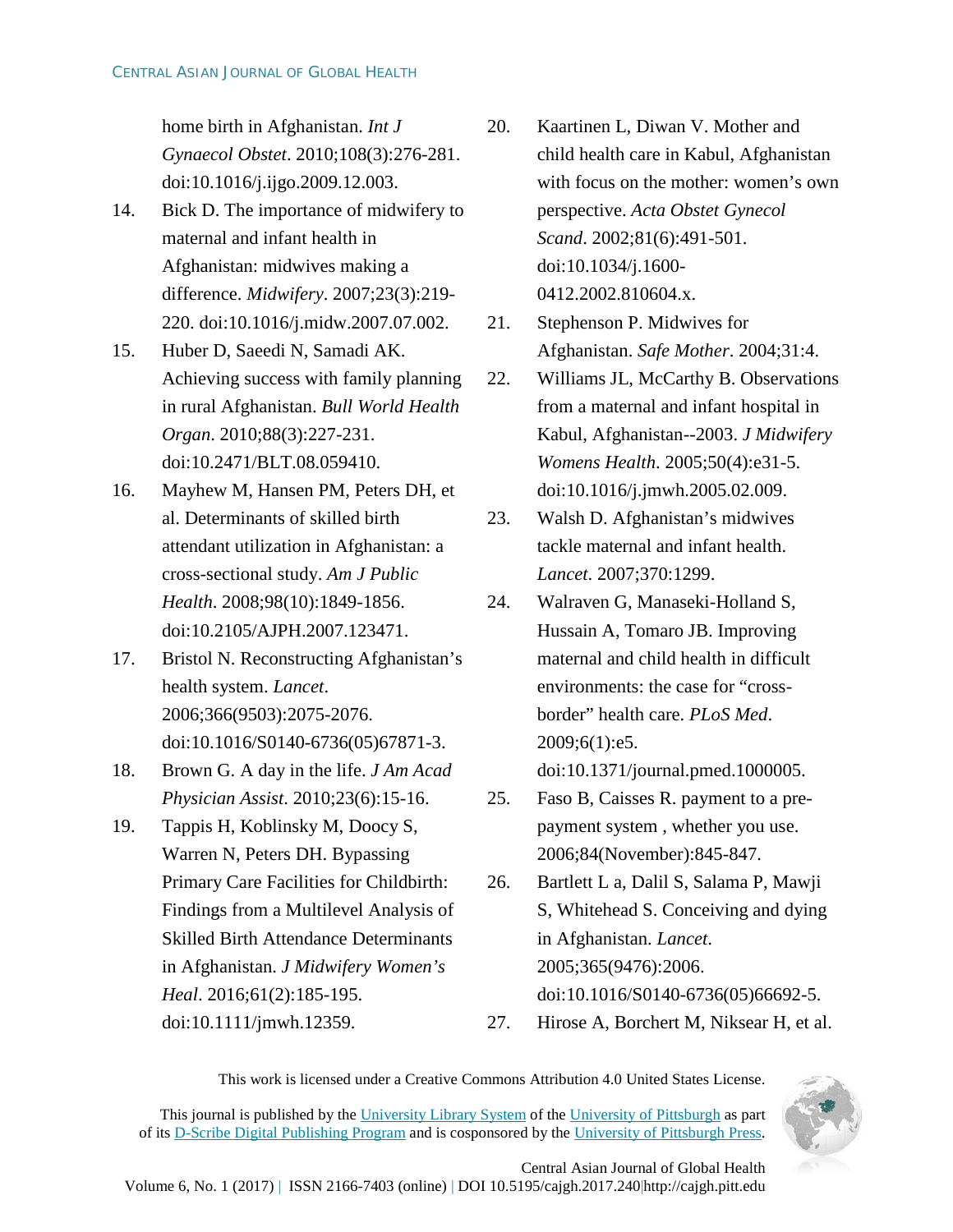home birth in Afghanistan. *Int J Gynaecol Obstet*. 2010;108(3):276-281. doi:10.1016/j.ijgo.2009.12.003.

14. Bick D. The importance of midwifery to maternal and infant health in Afghanistan: midwives making a difference. *Midwifery*. 2007;23(3):219-220. doi:10.1016/j.midw.2007.07.002.
15. Huber D, Saeedi N, Samadi AK. Achieving success with family planning in rural Afghanistan. *Bull World Health Organ*. 2010;88(3):227-231. doi:10.2471/BLT.08.059410.
16. Mayhew M, Hansen PM, Peters DH, et al. Determinants of skilled birth attendant utilization in Afghanistan: a cross-sectional study. *Am J Public Health*. 2008;98(10):1849-1856. doi:10.2105/AJPH.2007.123471.
17. Bristol N. Reconstructing Afghanistan's health system. *Lancet*. 2006;366(9503):2075-2076. doi:10.1016/S0140-6736(05)67871-3.
18. Brown G. A day in the life. *J Am Acad Physician Assist*. 2010;23(6):15-16.
19. Tappis H, Koblinsky M, Doocy S, Warren N, Peters DH. Bypassing Primary Care Facilities for Childbirth: Findings from a Multilevel Analysis of Skilled Birth Attendance Determinants in Afghanistan. *J Midwifery Women's Heal*. 2016;61(2):185-195. doi:10.1111/jmwh.12359.
20. Kaartinen L, Diwan V. Mother and child health care in Kabul, Afghanistan with focus on the mother: women's own perspective. *Acta Obstet Gynecol Scand*. 2002;81(6):491-501. doi:10.1034/j.1600-0412.2002.810604.x.
21. Stephenson P. Midwives for Afghanistan. *Safe Mother*. 2004;31:4.
22. Williams JL, McCarthy B. Observations from a maternal and infant hospital in Kabul, Afghanistan--2003. *J Midwifery Womens Health*. 2005;50(4):e31-5. doi:10.1016/j.jmwh.2005.02.009.
23. Walsh D. Afghanistan's midwives tackle maternal and infant health. *Lancet*. 2007;370:1299.
24. Walraven G, Manaseki-Holland S, Hussain A, Tomaro JB. Improving maternal and child health in difficult environments: the case for "cross-border" health care. *PLoS Med*. 2009;6(1):e5. doi:10.1371/journal.pmed.1000005.
25. Faso B, Caisses R. payment to a pre-payment system , whether you use. 2006;84(November):845-847.
26. Bartlett L a, Dalil S, Salama P, Mawji S, Whitehead S. Conceiving and dying in Afghanistan. *Lancet*. 2005;365(9476):2006. doi:10.1016/S0140-6736(05)66692-5.
27. Hirose A, Borchert M, Niksear H, et al.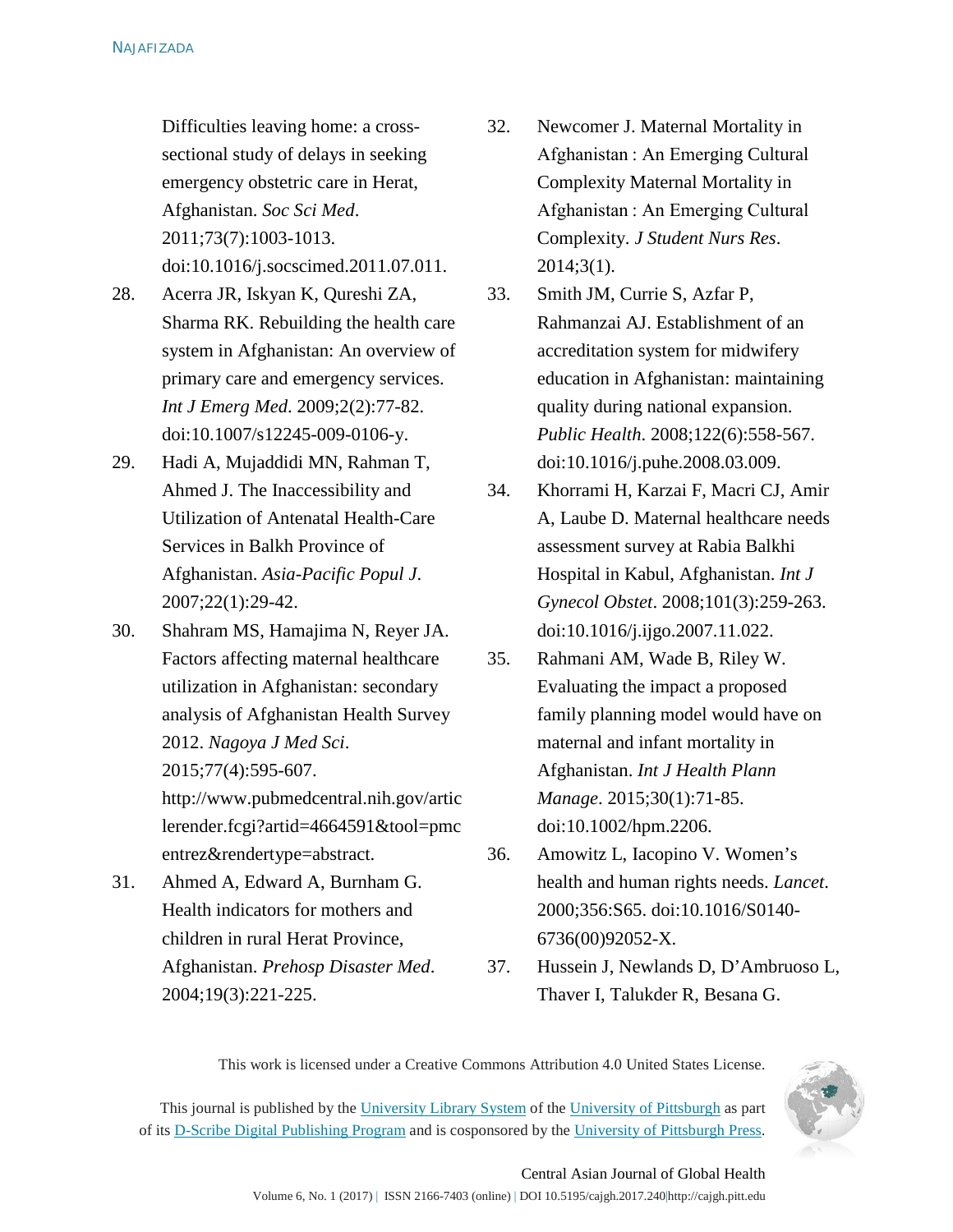Difficulties leaving home: a cross-sectional study of delays in seeking emergency obstetric care in Herat, Afghanistan. *Soc Sci Med*. 2011;73(7):1003-1013. doi:10.1016/j.socscimed.2011.07.011.

28. Acerra JR, Iskyan K, Qureshi ZA, Sharma RK. Rebuilding the health care system in Afghanistan: An overview of primary care and emergency services. *Int J Emerg Med*. 2009;2(2):77-82. doi:10.1007/s12245-009-0106-y.

29. Hadi A, Mujaddidi MN, Rahman T, Ahmed J. The Inaccessibility and Utilization of Antenatal Health-Care Services in Balkh Province of Afghanistan. *Asia-Pacific Popul J*. 2007;22(1):29-42.

30. Shahram MS, Hamajima N, Reyer JA. Factors affecting maternal healthcare utilization in Afghanistan: secondary analysis of Afghanistan Health Survey 2012. *Nagoya J Med Sci*. 2015;77(4):595-607. http://www.pubmedcentral.nih.gov/articlerender.fcgi?artid=4664591&tool=pmcentrez&rendertype=abstract.

31. Ahmed A, Edward A, Burnham G. Health indicators for mothers and children in rural Herat Province, Afghanistan. *Prehosp Disaster Med*. 2004;19(3):221-225.

32. Newcomer J. Maternal Mortality in Afghanistan : An Emerging Cultural Complexity Maternal Mortality in Afghanistan : An Emerging Cultural Complexity. *J Student Nurs Res*. 2014;3(1).

33. Smith JM, Currie S, Azfar P, Rahmanzai AJ. Establishment of an accreditation system for midwifery education in Afghanistan: maintaining quality during national expansion. *Public Health*. 2008;122(6):558-567. doi:10.1016/j.puhe.2008.03.009.

34. Khorrami H, Karzai F, Macri CJ, Amir A, Laube D. Maternal healthcare needs assessment survey at Rabia Balkhi Hospital in Kabul, Afghanistan. *Int J Gynecol Obstet*. 2008;101(3):259-263. doi:10.1016/j.ijgo.2007.11.022.

35. Rahmani AM, Wade B, Riley W. Evaluating the impact a proposed family planning model would have on maternal and infant mortality in Afghanistan. *Int J Health Plann Manage*. 2015;30(1):71-85. doi:10.1002/hpm.2206.

36. Amowitz L, Iacopino V. Women's health and human rights needs. *Lancet*. 2000;356:S65. doi:10.1016/S0140-6736(00)92052-X.

37. Hussein J, Newlands D, D'Ambruoso L, Thaver I, Talukder R, Besana G.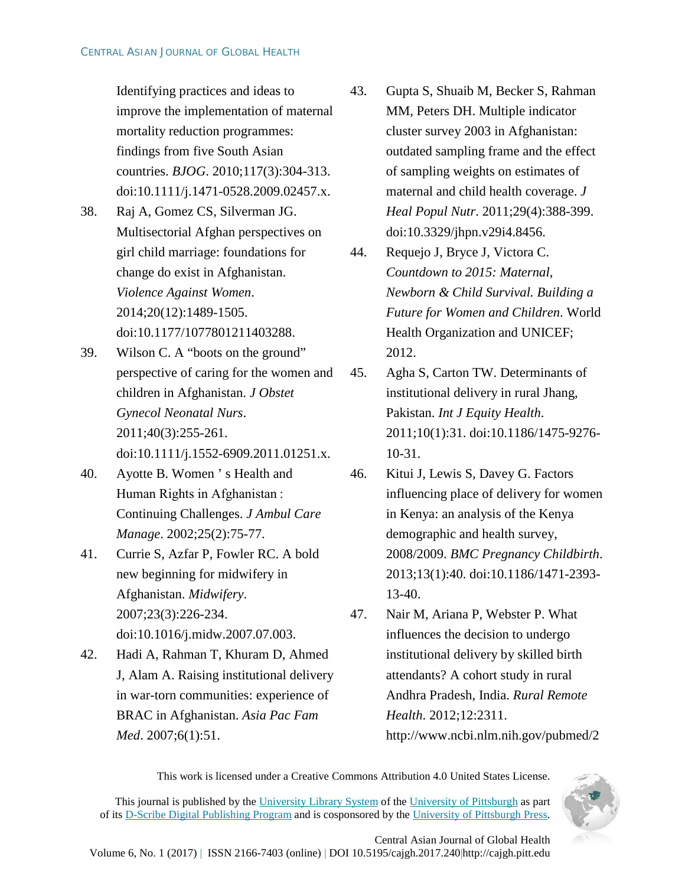Identifying practices and ideas to improve the implementation of maternal mortality reduction programmes: findings from five South Asian countries. *BJOG*. 2010;117(3):304-313. doi:10.1111/j.1471-0528.2009.02457.x.

38. Raj A, Gomez CS, Silverman JG. Multisectorial Afghan perspectives on girl child marriage: foundations for change do exist in Afghanistan. *Violence Against Women*. 2014;20(12):1489-1505. doi:10.1177/1077801211403288.
39. Wilson C. A "boots on the ground" perspective of caring for the women and children in Afghanistan. *J Obstet Gynecol Neonatal Nurs*. 2011;40(3):255-261. doi:10.1111/j.1552-6909.2011.01251.x.
40. Ayotte B. Women ' s Health and Human Rights in Afghanistan : Continuing Challenges. *J Ambul Care Manage*. 2002;25(2):75-77.
41. Currie S, Azfar P, Fowler RC. A bold new beginning for midwifery in Afghanistan. *Midwifery*. 2007;23(3):226-234. doi:10.1016/j.midw.2007.07.003.
42. Hadi A, Rahman T, Khuram D, Ahmed J, Alam A. Raising institutional delivery in war-torn communities: experience of BRAC in Afghanistan. *Asia Pac Fam Med*. 2007;6(1):51.
43. Gupta S, Shuaib M, Becker S, Rahman MM, Peters DH. Multiple indicator cluster survey 2003 in Afghanistan: outdated sampling frame and the effect of sampling weights on estimates of maternal and child health coverage. *J Heal Popul Nutr*. 2011;29(4):388-399. doi:10.3329/jhpn.v29i4.8456.
44. Requejo J, Bryce J, Victora C. *Countdown to 2015: Maternal, Newborn & Child Survival. Building a Future for Women and Children*. World Health Organization and UNICEF; 2012.
45. Agha S, Carton TW. Determinants of institutional delivery in rural Jhang, Pakistan. *Int J Equity Health*. 2011;10(1):31. doi:10.1186/1475-9276-10-31.
46. Kitui J, Lewis S, Davey G. Factors influencing place of delivery for women in Kenya: an analysis of the Kenya demographic and health survey, 2008/2009. *BMC Pregnancy Childbirth*. 2013;13(1):40. doi:10.1186/1471-2393-13-40.
47. Nair M, Ariana P, Webster P. What influences the decision to undergo institutional delivery by skilled birth attendants? A cohort study in rural Andhra Pradesh, India. *Rural Remote Health*. 2012;12:2311. http://www.ncbi.nlm.nih.gov/pubmed/2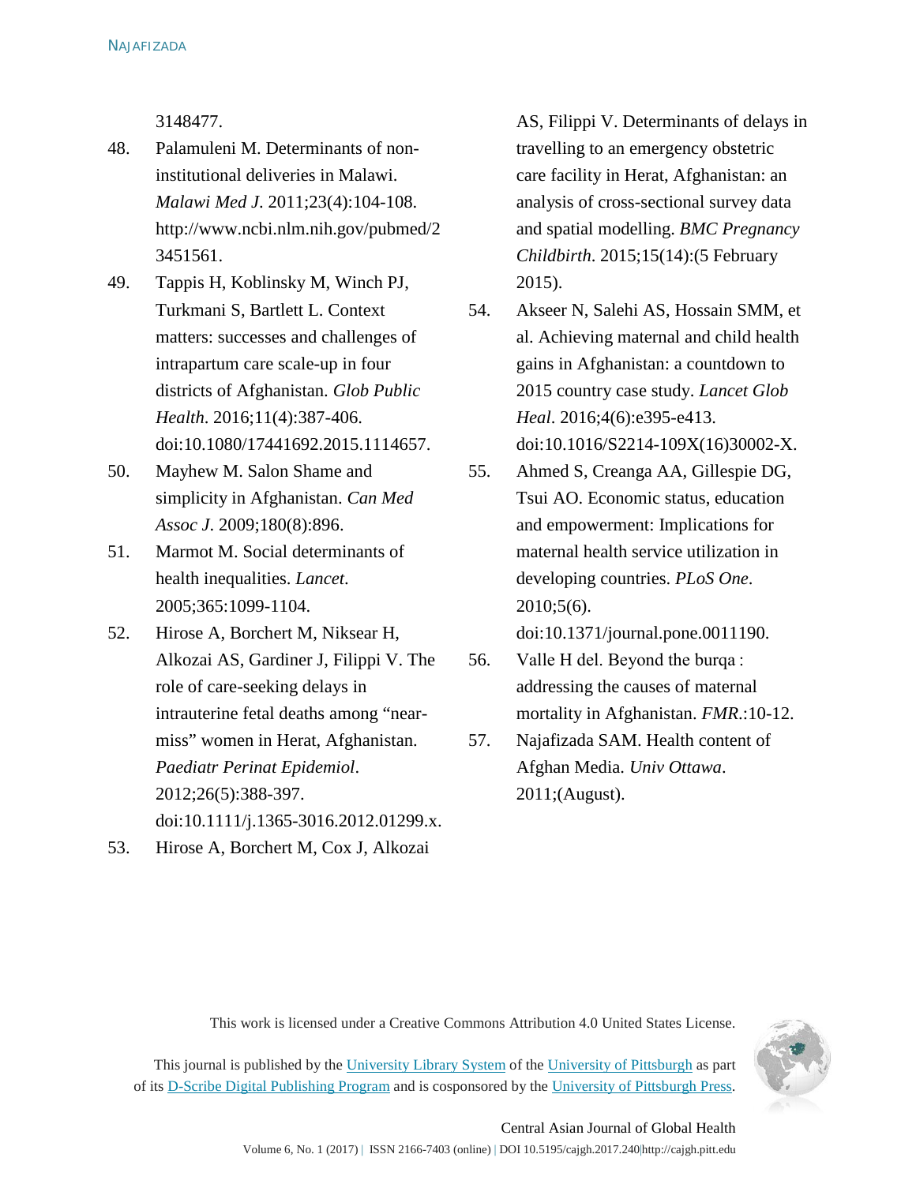3148477.

48. Palamuleni M. Determinants of non-institutional deliveries in Malawi. *Malawi Med J*. 2011;23(4):104-108. http://www.ncbi.nlm.nih.gov/pubmed/23451561.
49. Tappis H, Koblinsky M, Winch PJ, Turkmani S, Bartlett L. Context matters: successes and challenges of intrapartum care scale-up in four districts of Afghanistan. *Glob Public Health*. 2016;11(4):387-406. doi:10.1080/17441692.2015.1114657.
50. Mayhew M. Salon Shame and simplicity in Afghanistan. *Can Med Assoc J*. 2009;180(8):896.
51. Marmot M. Social determinants of health inequalities. *Lancet*. 2005;365:1099-1104.
52. Hirose A, Borchert M, Niksear H, Alkozai AS, Gardiner J, Filippi V. The role of care-seeking delays in intrauterine fetal deaths among “near-miss” women in Herat, Afghanistan. *Paediatr Perinat Epidemiol*. 2012;26(5):388-397. doi:10.1111/j.1365-3016.2012.01299.x.
53. Hirose A, Borchert M, Cox J, Alkozai AS, Filippi V. Determinants of delays in travelling to an emergency obstetric care facility in Herat, Afghanistan: an analysis of cross-sectional survey data and spatial modelling. *BMC Pregnancy Childbirth*. 2015;15(14):(5 February 2015).
54. Akseer N, Salehi AS, Hossain SMM, et al. Achieving maternal and child health gains in Afghanistan: a countdown to 2015 country case study. *Lancet Glob Heal*. 2016;4(6):e395-e413. doi:10.1016/S2214-109X(16)30002-X.
55. Ahmed S, Creanga AA, Gillespie DG, Tsui AO. Economic status, education and empowerment: Implications for maternal health service utilization in developing countries. *PLoS One*. 2010;5(6). doi:10.1371/journal.pone.0011190.
56. Valle H del. Beyond the burqa : addressing the causes of maternal mortality in Afghanistan. *FMR*.:10-12.
57. Najafizada SAM. Health content of Afghan Media. *Univ Ottawa*. 2011;(August).

This work is licensed under a Creative Commons Attribution 4.0 United States License.

This journal is published by the University Library System of the University of Pittsburgh as part of its D-Scribe Digital Publishing Program and is cosponsored by the University of Pittsburgh Press.